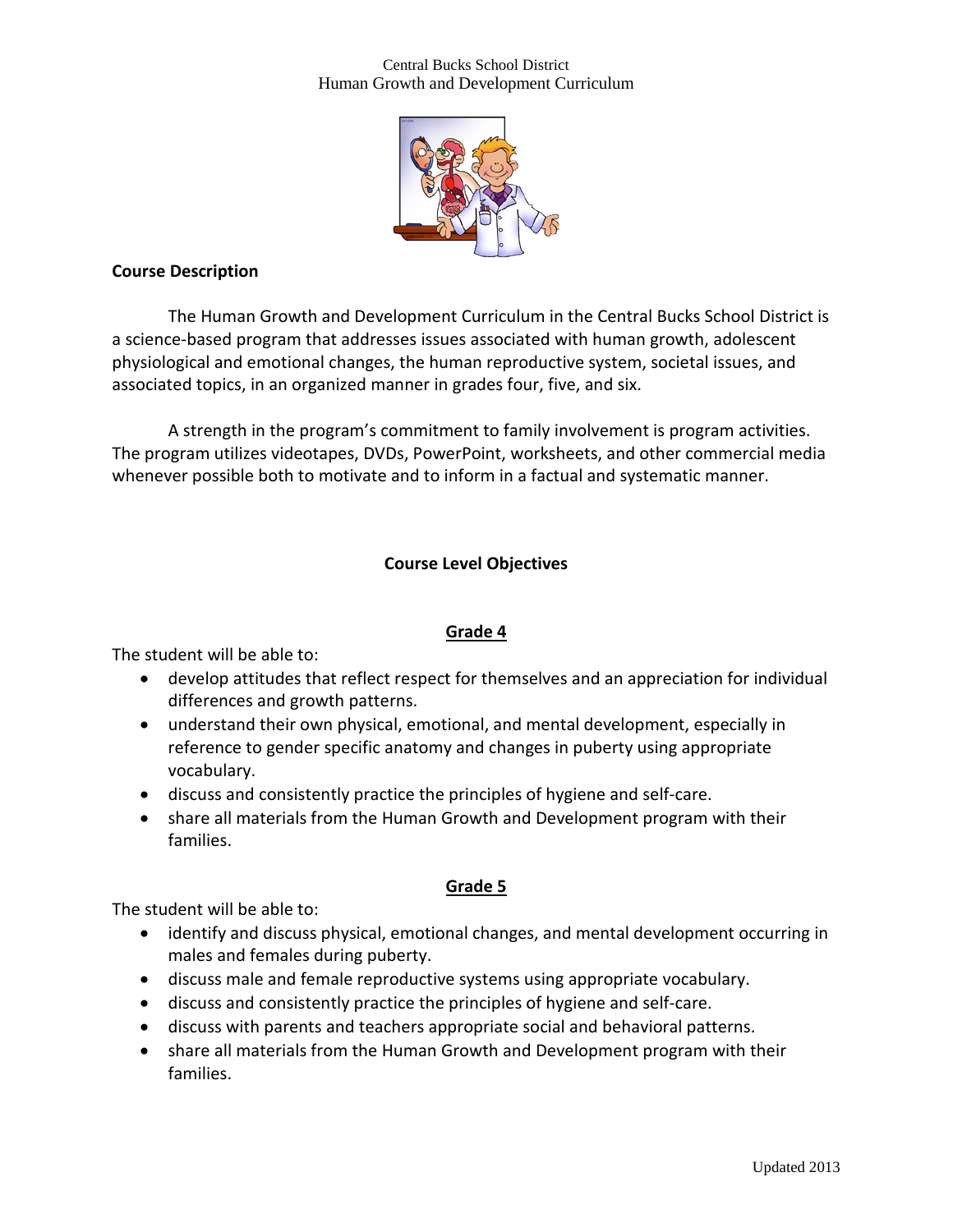Central Bucks School District
Human Growth and Development Curriculum

## Course Description

The Human Growth and Development Curriculum in the Central Bucks School District is a science-based program that addresses issues associated with human growth, adolescent physiological and emotional changes, the human reproductive system, societal issues, and associated topics, in an organized manner in grades four, five, and six.

A strength in the program's commitment to family involvement is program activities. The program utilizes videotapes, DVDs, PowerPoint, worksheets, and other commercial media whenever possible both to motivate and to inform in a factual and systematic manner.

## Course Level Objectives

### Grade 4

The student will be able to:

- develop attitudes that reflect respect for themselves and an appreciation for individual differences and growth patterns.
- understand their own physical, emotional, and mental development, especially in reference to gender specific anatomy and changes in puberty using appropriate vocabulary.
- discuss and consistently practice the principles of hygiene and self-care.
- share all materials from the Human Growth and Development program with their families.

### Grade 5

The student will be able to:

- identify and discuss physical, emotional changes, and mental development occurring in males and females during puberty.
- discuss male and female reproductive systems using appropriate vocabulary.
- discuss and consistently practice the principles of hygiene and self-care.
- discuss with parents and teachers appropriate social and behavioral patterns.
- share all materials from the Human Growth and Development program with their families.

Updated 2013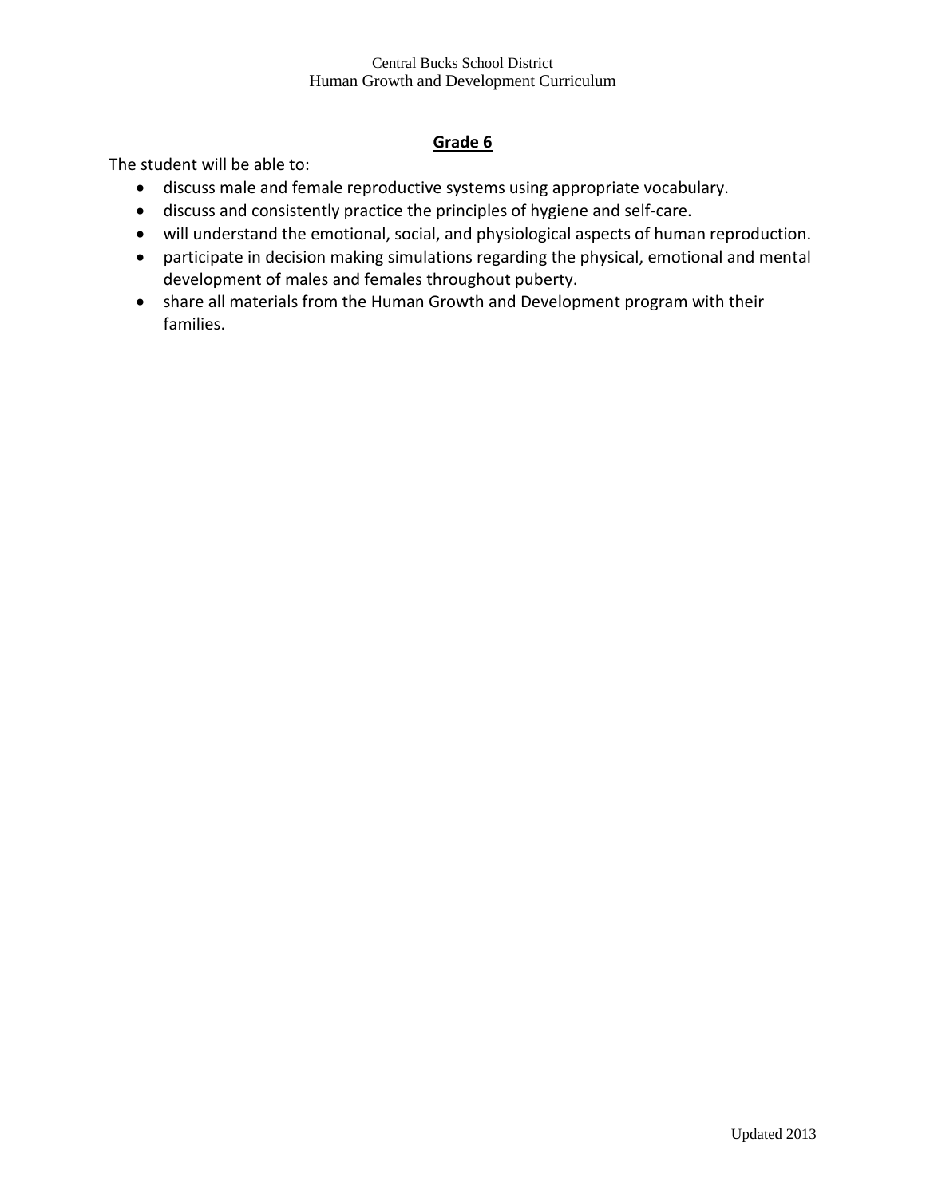## Grade 6

The student will be able to:

- discuss male and female reproductive systems using appropriate vocabulary.
- discuss and consistently practice the principles of hygiene and self-care.
- will understand the emotional, social, and physiological aspects of human reproduction.
- participate in decision making simulations regarding the physical, emotional and mental development of males and females throughout puberty.
- share all materials from the Human Growth and Development program with their families.